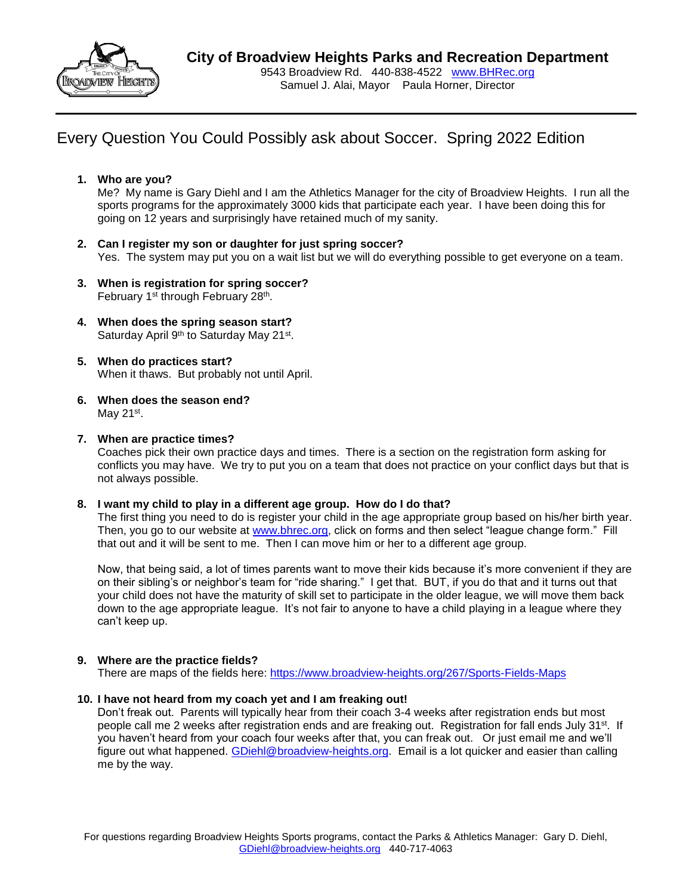# City of Broadview Heights Parks and Recreation Department

9543 Broadview Rd. 440-838-4522 [www.BHRec.org](http://www.BHRec.org)
Samuel J. Alai, Mayor Paula Horner, Director

## Every Question You Could Possibly ask about Soccer. Spring 2022 Edition

1. **Who are you?**
   Me? My name is Gary Diehl and I am the Athletics Manager for the city of Broadview Heights. I run all the sports programs for the approximately 3000 kids that participate each year. I have been doing this for going on 12 years and surprisingly have retained much of my sanity.

2. **Can I register my son or daughter for just spring soccer?**
   Yes. The system may put you on a wait list but we will do everything possible to get everyone on a team.

3. **When is registration for spring soccer?**
   February 1st through February 28th.

4. **When does the spring season start?**
   Saturday April 9th to Saturday May 21st.

5. **When do practices start?**
   When it thaws. But probably not until April.

6. **When does the season end?**
   May 21st.

7. **When are practice times?**
   Coaches pick their own practice days and times. There is a section on the registration form asking for conflicts you may have. We try to put you on a team that does not practice on your conflict days but that is not always possible.

8. **I want my child to play in a different age group. How do I do that?**
   The first thing you need to do is register your child in the age appropriate group based on his/her birth year. Then, you go to our website at [www.bhrec.org](http://www.bhrec.org), click on forms and then select "league change form." Fill that out and it will be sent to me. Then I can move him or her to a different age group.

   Now, that being said, a lot of times parents want to move their kids because it's more convenient if they are on their sibling's or neighbor's team for "ride sharing." I get that. BUT, if you do that and it turns out that your child does not have the maturity of skill set to participate in the older league, we will move them back down to the age appropriate league. It's not fair to anyone to have a child playing in a league where they can't keep up.

9. **Where are the practice fields?**
   There are maps of the fields here: [https://www.broadview-heights.org/267/Sports-Fields-Maps](https://www.broadview-heights.org/267/Sports-Fields-Maps)

10. **I have not heard from my coach yet and I am freaking out!**
    Don't freak out. Parents will typically hear from their coach 3-4 weeks after registration ends but most people call me 2 weeks after registration ends and are freaking out. Registration for fall ends July 31st. If you haven't heard from your coach four weeks after that, you can freak out. Or just email me and we'll figure out what happened. [GDiehl@broadview-heights.org](mailto:GDiehl@broadview-heights.org). Email is a lot quicker and easier than calling me by the way.

For questions regarding Broadview Heights Sports programs, contact the Parks & Athletics Manager: Gary D. Diehl, [GDiehl@broadview-heights.org](mailto:GDiehl@broadview-heights.org) 440-717-4063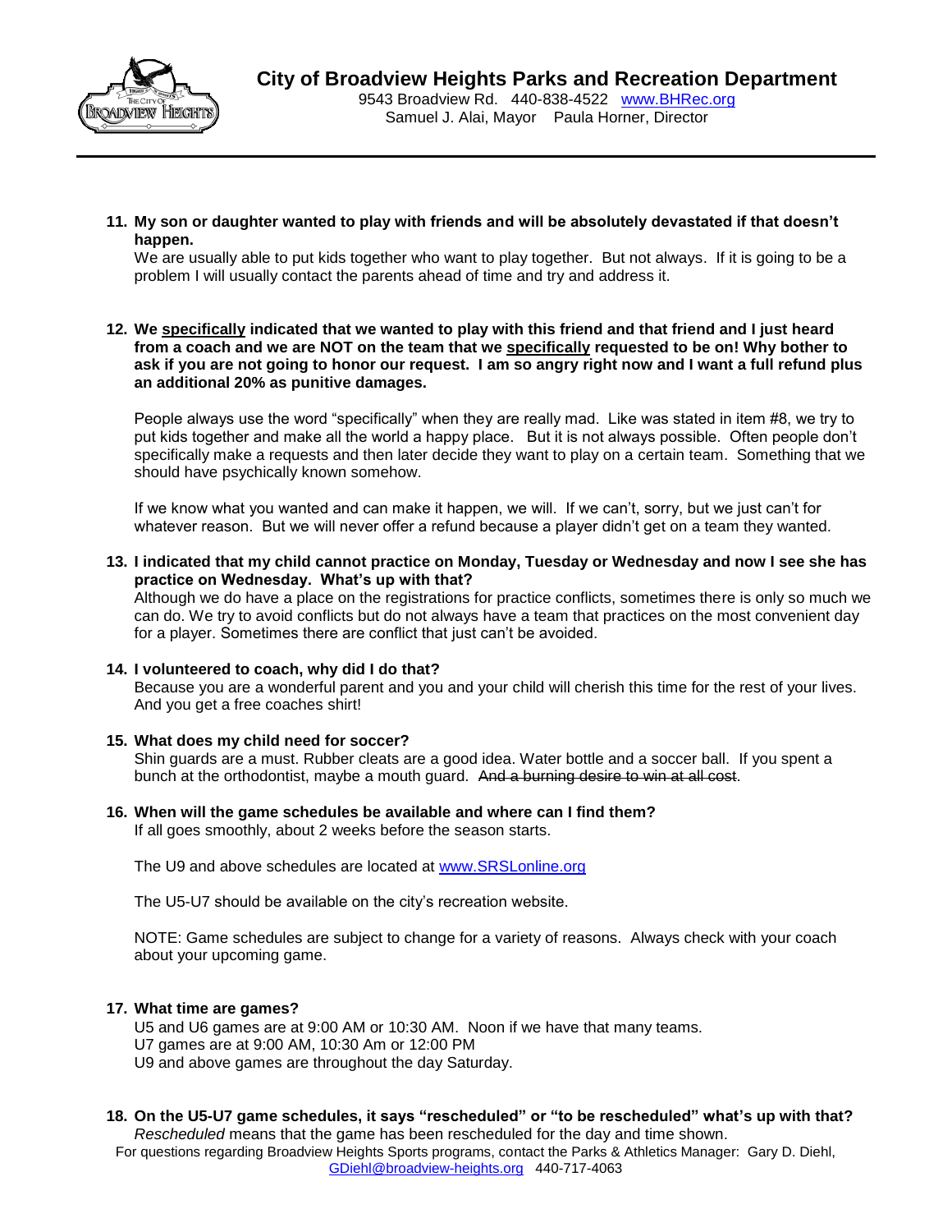**11. My son or daughter wanted to play with friends and will be absolutely devastated if that doesn't happen.**

We are usually able to put kids together who want to play together. But not always. If it is going to be a problem I will usually contact the parents ahead of time and try and address it.

**12. We <u>specifically</u> indicated that we wanted to play with this friend and that friend and I just heard from a coach and we are NOT on the team that we <u>specifically</u> requested to be on! Why bother to ask if you are not going to honor our request. I am so angry right now and I want a full refund plus an additional 20% as punitive damages.**

People always use the word "specifically" when they are really mad. Like was stated in item #8, we try to put kids together and make all the world a happy place. But it is not always possible. Often people don't specifically make a requests and then later decide they want to play on a certain team. Something that we should have psychically known somehow.

If we know what you wanted and can make it happen, we will. If we can't, sorry, but we just can't for whatever reason. But we will never offer a refund because a player didn't get on a team they wanted.

**13. I indicated that my child cannot practice on Monday, Tuesday or Wednesday and now I see she has practice on Wednesday. What's up with that?**

Although we do have a place on the registrations for practice conflicts, sometimes there is only so much we can do. We try to avoid conflicts but do not always have a team that practices on the most convenient day for a player. Sometimes there are conflict that just can't be avoided.

**14. I volunteered to coach, why did I do that?**

Because you are a wonderful parent and you and your child will cherish this time for the rest of your lives. And you get a free coaches shirt!

**15. What does my child need for soccer?**

Shin guards are a must. Rubber cleats are a good idea. Water bottle and a soccer ball. If you spent a bunch at the orthodontist, maybe a mouth guard. ~~And a burning desire to win at all cost~~.

**16. When will the game schedules be available and where can I find them?**

If all goes smoothly, about 2 weeks before the season starts.

The U9 and above schedules are located at www.SRSLonline.org

The U5-U7 should be available on the city's recreation website.

NOTE: Game schedules are subject to change for a variety of reasons. Always check with your coach about your upcoming game.

**17. What time are games?**

U5 and U6 games are at 9:00 AM or 10:30 AM. Noon if we have that many teams.
U7 games are at 9:00 AM, 10:30 Am or 12:00 PM
U9 and above games are throughout the day Saturday.

**18. On the U5-U7 game schedules, it says "rescheduled" or "to be rescheduled" what's up with that?**

*Rescheduled* means that the game has been rescheduled for the day and time shown.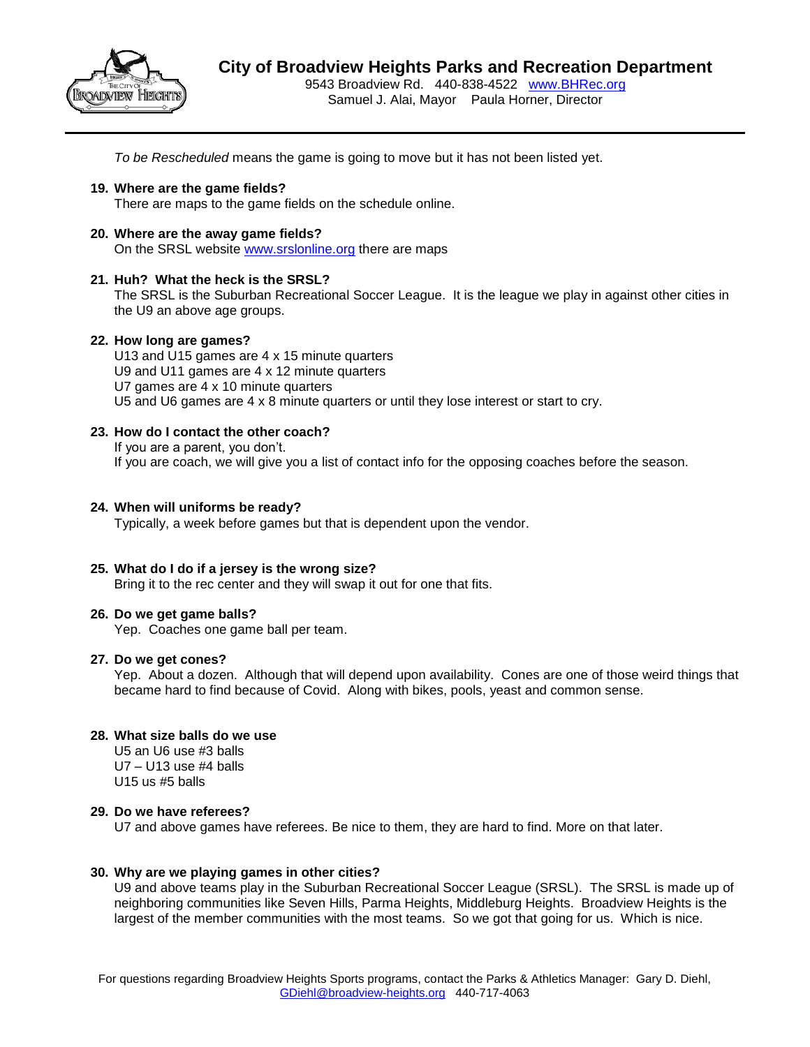*To be Rescheduled* means the game is going to move but it has not been listed yet.

19. **Where are the game fields?**
    There are maps to the game fields on the schedule online.

20. **Where are the away game fields?**
    On the SRSL website www.srslonline.org there are maps

21. **Huh? What the heck is the SRSL?**
    The SRSL is the Suburban Recreational Soccer League. It is the league we play in against other cities in the U9 an above age groups.

22. **How long are games?**
    U13 and U15 games are 4 x 15 minute quarters
    U9 and U11 games are 4 x 12 minute quarters
    U7 games are 4 x 10 minute quarters
    U5 and U6 games are 4 x 8 minute quarters or until they lose interest or start to cry.

23. **How do I contact the other coach?**
    If you are a parent, you don't.
    If you are coach, we will give you a list of contact info for the opposing coaches before the season.

24. **When will uniforms be ready?**
    Typically, a week before games but that is dependent upon the vendor.

25. **What do I do if a jersey is the wrong size?**
    Bring it to the rec center and they will swap it out for one that fits.

26. **Do we get game balls?**
    Yep. Coaches one game ball per team.

27. **Do we get cones?**
    Yep. About a dozen. Although that will depend upon availability. Cones are one of those weird things that became hard to find because of Covid. Along with bikes, pools, yeast and common sense.

28. **What size balls do we use**
    U5 an U6 use #3 balls
    U7 – U13 use #4 balls
    U15 us #5 balls

29. **Do we have referees?**
    U7 and above games have referees. Be nice to them, they are hard to find. More on that later.

30. **Why are we playing games in other cities?**
    U9 and above teams play in the Suburban Recreational Soccer League (SRSL). The SRSL is made up of neighboring communities like Seven Hills, Parma Heights, Middleburg Heights. Broadview Heights is the largest of the member communities with the most teams. So we got that going for us. Which is nice.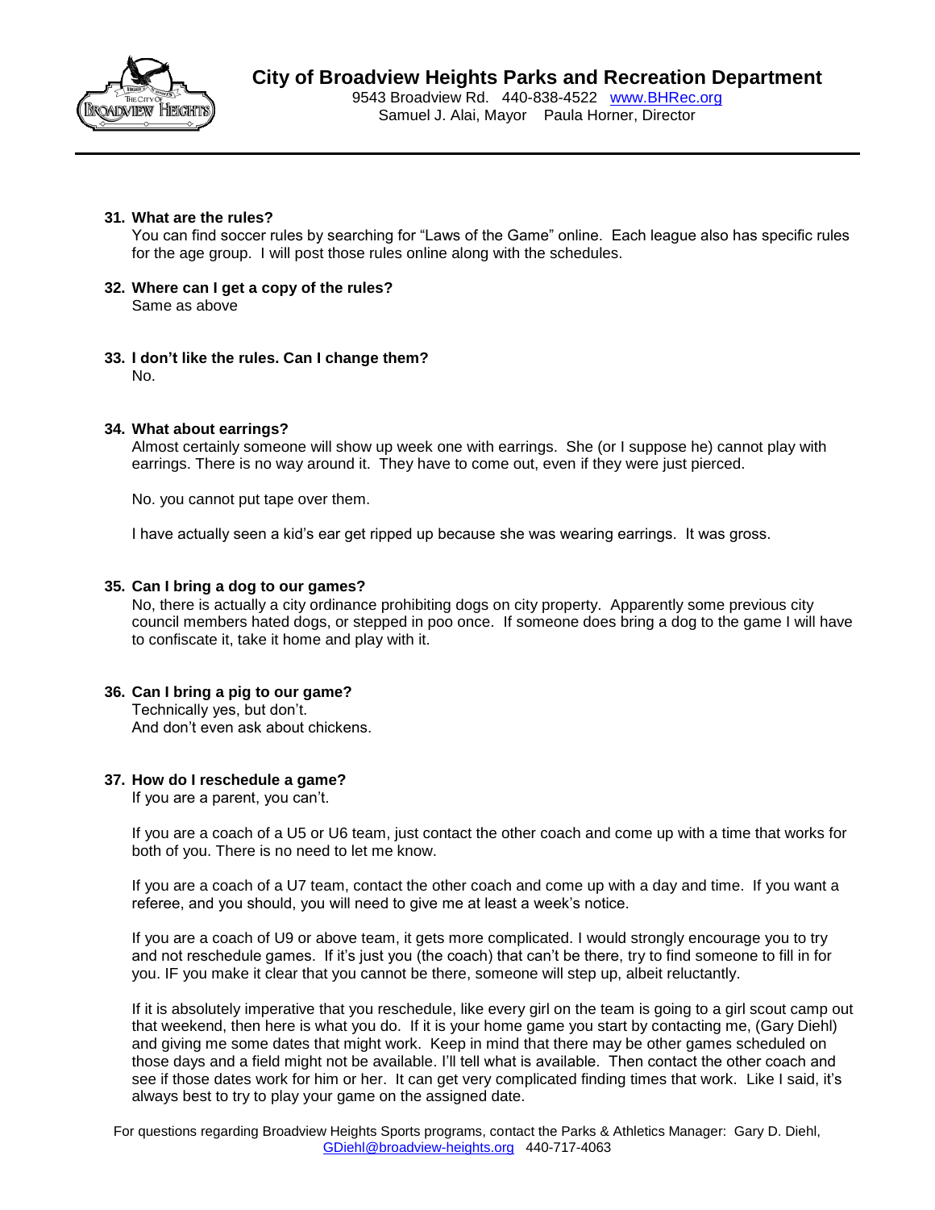**31. What are the rules?**
You can find soccer rules by searching for "Laws of the Game" online. Each league also has specific rules for the age group. I will post those rules online along with the schedules.

**32. Where can I get a copy of the rules?**
Same as above

**33. I don't like the rules. Can I change them?**
No.

**34. What about earrings?**
Almost certainly someone will show up week one with earrings. She (or I suppose he) cannot play with earrings. There is no way around it. They have to come out, even if they were just pierced.

No. you cannot put tape over them.

I have actually seen a kid's ear get ripped up because she was wearing earrings. It was gross.

**35. Can I bring a dog to our games?**
No, there is actually a city ordinance prohibiting dogs on city property. Apparently some previous city council members hated dogs, or stepped in poo once. If someone does bring a dog to the game I will have to confiscate it, take it home and play with it.

**36. Can I bring a pig to our game?**
Technically yes, but don't.
And don't even ask about chickens.

**37. How do I reschedule a game?**
If you are a parent, you can't.

If you are a coach of a U5 or U6 team, just contact the other coach and come up with a time that works for both of you. There is no need to let me know.

If you are a coach of a U7 team, contact the other coach and come up with a day and time. If you want a referee, and you should, you will need to give me at least a week's notice.

If you are a coach of U9 or above team, it gets more complicated. I would strongly encourage you to try and not reschedule games. If it's just you (the coach) that can't be there, try to find someone to fill in for you. IF you make it clear that you cannot be there, someone will step up, albeit reluctantly.

If it is absolutely imperative that you reschedule, like every girl on the team is going to a girl scout camp out that weekend, then here is what you do. If it is your home game you start by contacting me, (Gary Diehl) and giving me some dates that might work. Keep in mind that there may be other games scheduled on those days and a field might not be available. I'll tell what is available. Then contact the other coach and see if those dates work for him or her. It can get very complicated finding times that work. Like I said, it's always best to try to play your game on the assigned date.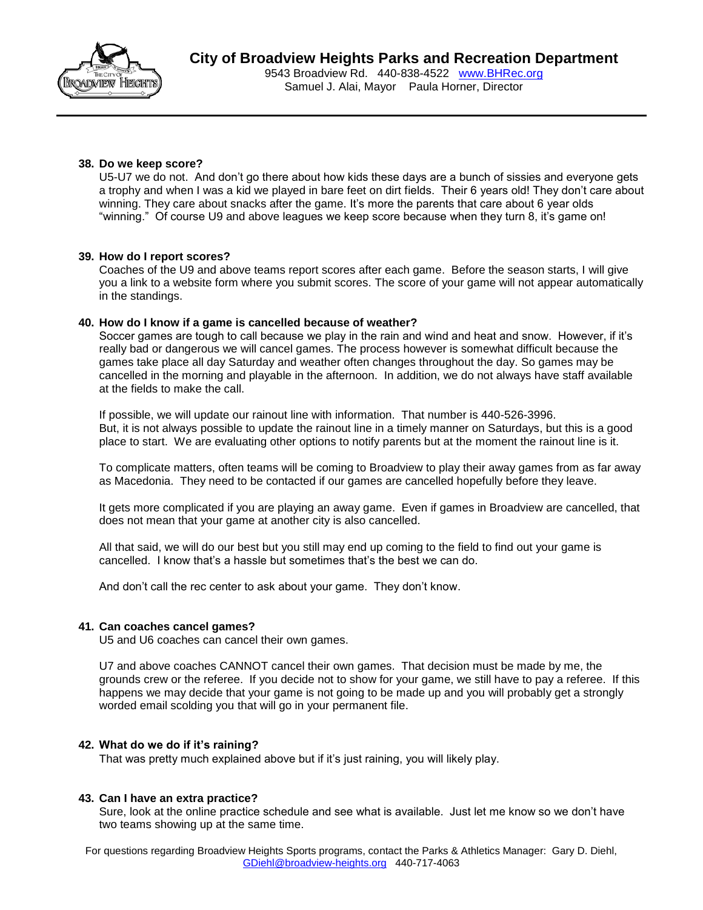**38. Do we keep score?**

U5-U7 we do not. And don't go there about how kids these days are a bunch of sissies and everyone gets a trophy and when I was a kid we played in bare feet on dirt fields. Their 6 years old! They don't care about winning. They care about snacks after the game. It's more the parents that care about 6 year olds "winning." Of course U9 and above leagues we keep score because when they turn 8, it's game on!

**39. How do I report scores?**

Coaches of the U9 and above teams report scores after each game. Before the season starts, I will give you a link to a website form where you submit scores. The score of your game will not appear automatically in the standings.

**40. How do I know if a game is cancelled because of weather?**

Soccer games are tough to call because we play in the rain and wind and heat and snow. However, if it's really bad or dangerous we will cancel games. The process however is somewhat difficult because the games take place all day Saturday and weather often changes throughout the day. So games may be cancelled in the morning and playable in the afternoon. In addition, we do not always have staff available at the fields to make the call.

If possible, we will update our rainout line with information. That number is 440-526-3996. But, it is not always possible to update the rainout line in a timely manner on Saturdays, but this is a good place to start. We are evaluating other options to notify parents but at the moment the rainout line is it.

To complicate matters, often teams will be coming to Broadview to play their away games from as far away as Macedonia. They need to be contacted if our games are cancelled hopefully before they leave.

It gets more complicated if you are playing an away game. Even if games in Broadview are cancelled, that does not mean that your game at another city is also cancelled.

All that said, we will do our best but you still may end up coming to the field to find out your game is cancelled. I know that's a hassle but sometimes that's the best we can do.

And don't call the rec center to ask about your game. They don't know.

**41. Can coaches cancel games?**

U5 and U6 coaches can cancel their own games.

U7 and above coaches CANNOT cancel their own games. That decision must be made by me, the grounds crew or the referee. If you decide not to show for your game, we still have to pay a referee. If this happens we may decide that your game is not going to be made up and you will probably get a strongly worded email scolding you that will go in your permanent file.

**42. What do we do if it's raining?**

That was pretty much explained above but if it's just raining, you will likely play.

**43. Can I have an extra practice?**

Sure, look at the online practice schedule and see what is available. Just let me know so we don't have two teams showing up at the same time.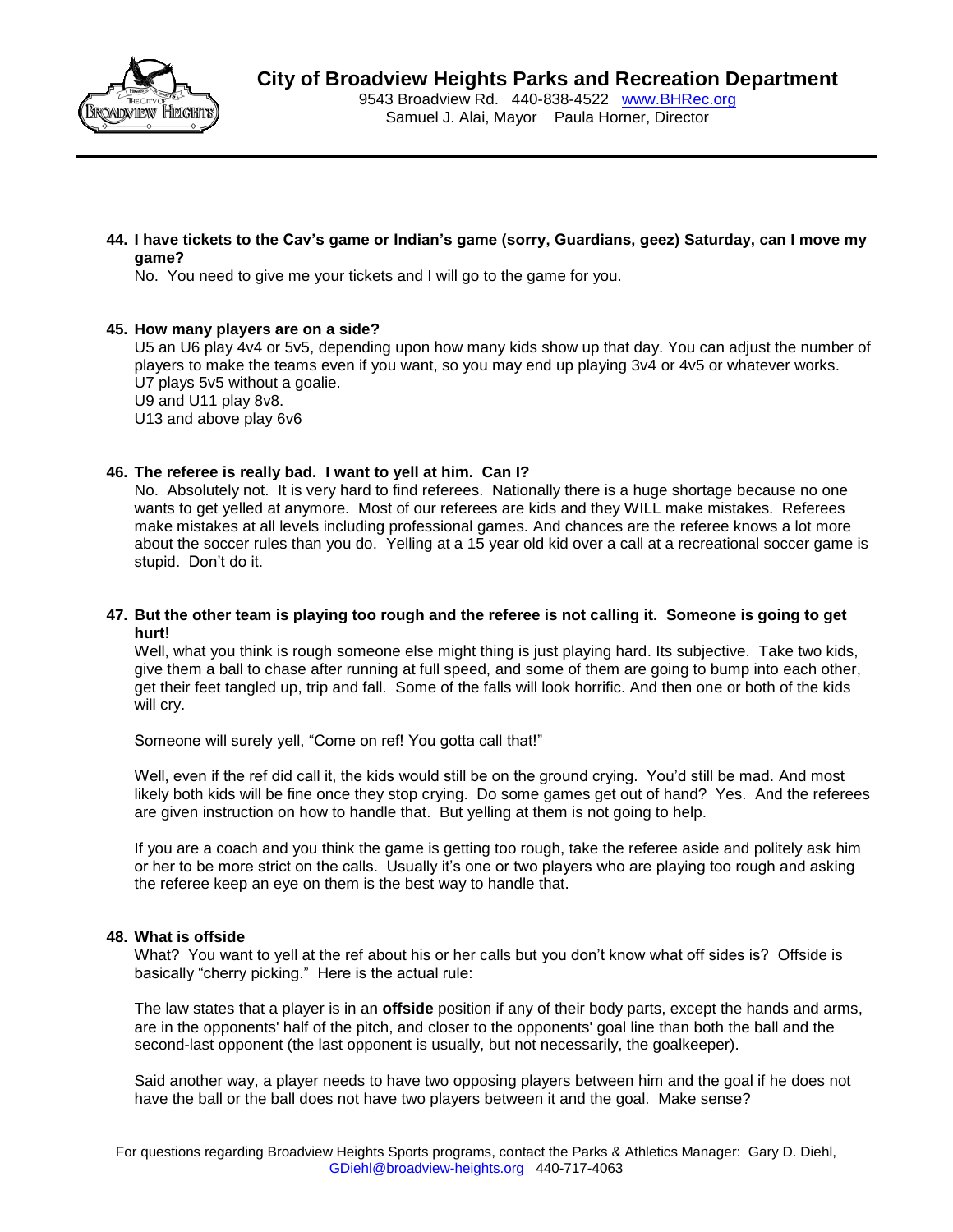**44. I have tickets to the Cav's game or Indian's game (sorry, Guardians, geez) Saturday, can I move my game?**

No. You need to give me your tickets and I will go to the game for you.

**45. How many players are on a side?**

U5 an U6 play 4v4 or 5v5, depending upon how many kids show up that day. You can adjust the number of players to make the teams even if you want, so you may end up playing 3v4 or 4v5 or whatever works.
U7 plays 5v5 without a goalie.
U9 and U11 play 8v8.
U13 and above play 6v6

**46. The referee is really bad. I want to yell at him. Can I?**

No. Absolutely not. It is very hard to find referees. Nationally there is a huge shortage because no one wants to get yelled at anymore. Most of our referees are kids and they WILL make mistakes. Referees make mistakes at all levels including professional games. And chances are the referee knows a lot more about the soccer rules than you do. Yelling at a 15 year old kid over a call at a recreational soccer game is stupid. Don't do it.

**47. But the other team is playing too rough and the referee is not calling it. Someone is going to get hurt!**

Well, what you think is rough someone else might thing is just playing hard. Its subjective. Take two kids, give them a ball to chase after running at full speed, and some of them are going to bump into each other, get their feet tangled up, trip and fall. Some of the falls will look horrific. And then one or both of the kids will cry.

Someone will surely yell, "Come on ref! You gotta call that!"

Well, even if the ref did call it, the kids would still be on the ground crying. You'd still be mad. And most likely both kids will be fine once they stop crying. Do some games get out of hand? Yes. And the referees are given instruction on how to handle that. But yelling at them is not going to help.

If you are a coach and you think the game is getting too rough, take the referee aside and politely ask him or her to be more strict on the calls. Usually it's one or two players who are playing too rough and asking the referee keep an eye on them is the best way to handle that.

**48. What is offside**

What? You want to yell at the ref about his or her calls but you don't know what off sides is? Offside is basically "cherry picking." Here is the actual rule:

The law states that a player is in an **offside** position if any of their body parts, except the hands and arms, are in the opponents' half of the pitch, and closer to the opponents' goal line than both the ball and the second-last opponent (the last opponent is usually, but not necessarily, the goalkeeper).

Said another way, a player needs to have two opposing players between him and the goal if he does not have the ball or the ball does not have two players between it and the goal. Make sense?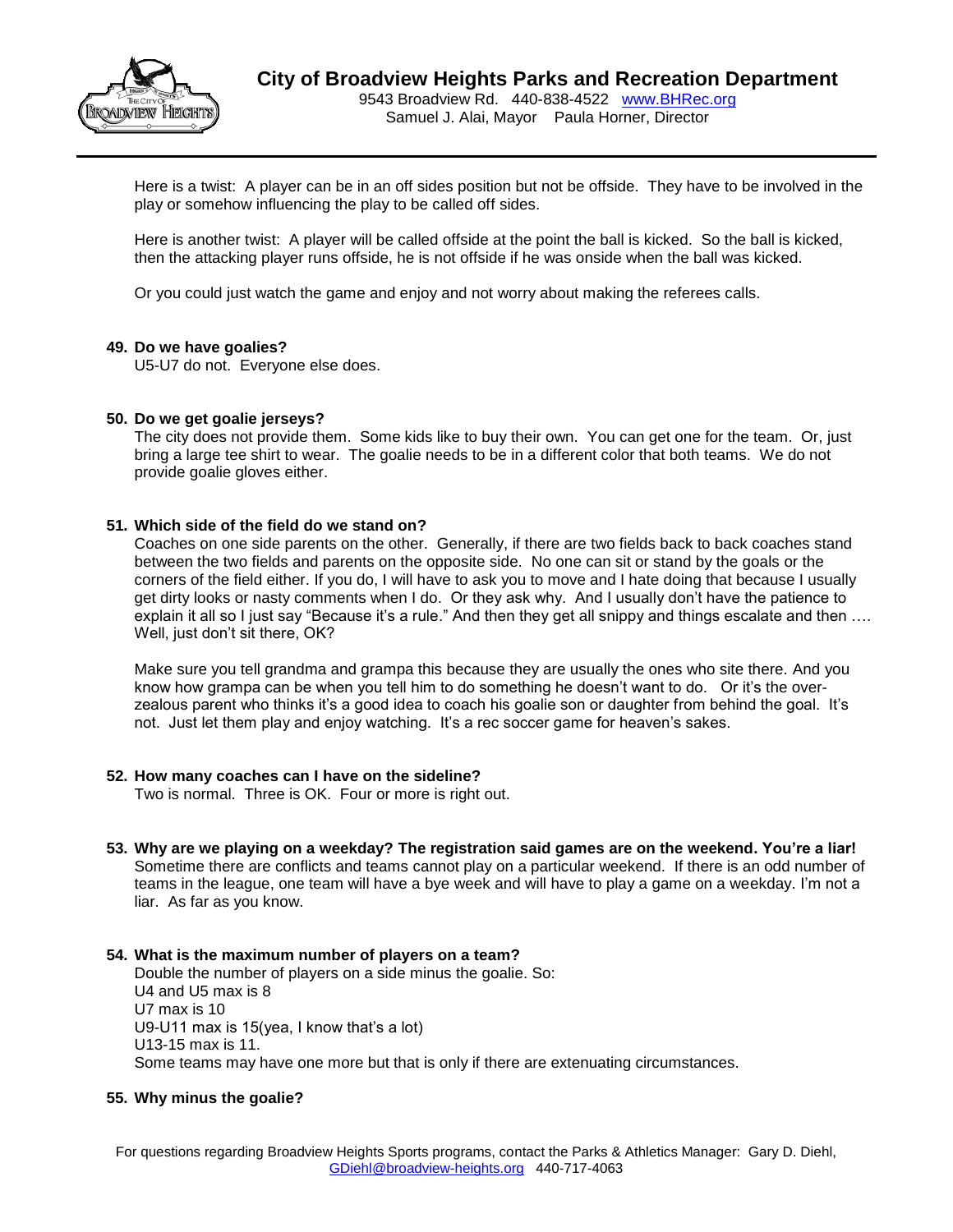Here is a twist: A player can be in an off sides position but not be offside. They have to be involved in the play or somehow influencing the play to be called off sides.

Here is another twist: A player will be called offside at the point the ball is kicked. So the ball is kicked, then the attacking player runs offside, he is not offside if he was onside when the ball was kicked.

Or you could just watch the game and enjoy and not worry about making the referees calls.

**49. Do we have goalies?**
U5-U7 do not. Everyone else does.

**50. Do we get goalie jerseys?**
The city does not provide them. Some kids like to buy their own. You can get one for the team. Or, just bring a large tee shirt to wear. The goalie needs to be in a different color that both teams. We do not provide goalie gloves either.

**51. Which side of the field do we stand on?**
Coaches on one side parents on the other. Generally, if there are two fields back to back coaches stand between the two fields and parents on the opposite side. No one can sit or stand by the goals or the corners of the field either. If you do, I will have to ask you to move and I hate doing that because I usually get dirty looks or nasty comments when I do. Or they ask why. And I usually don't have the patience to explain it all so I just say "Because it's a rule." And then they get all snippy and things escalate and then …. Well, just don't sit there, OK?

Make sure you tell grandma and grampa this because they are usually the ones who site there. And you know how grampa can be when you tell him to do something he doesn't want to do. Or it's the over-zealous parent who thinks it's a good idea to coach his goalie son or daughter from behind the goal. It's not. Just let them play and enjoy watching. It's a rec soccer game for heaven's sakes.

**52. How many coaches can I have on the sideline?**
Two is normal. Three is OK. Four or more is right out.

**53. Why are we playing on a weekday? The registration said games are on the weekend. You're a liar!**
Sometime there are conflicts and teams cannot play on a particular weekend. If there is an odd number of teams in the league, one team will have a bye week and will have to play a game on a weekday. I'm not a liar. As far as you know.

**54. What is the maximum number of players on a team?**
Double the number of players on a side minus the goalie. So:
U4 and U5 max is 8
U7 max is 10
U9-U11 max is 15(yea, I know that's a lot)
U13-15 max is 11.
Some teams may have one more but that is only if there are extenuating circumstances.

**55. Why minus the goalie?**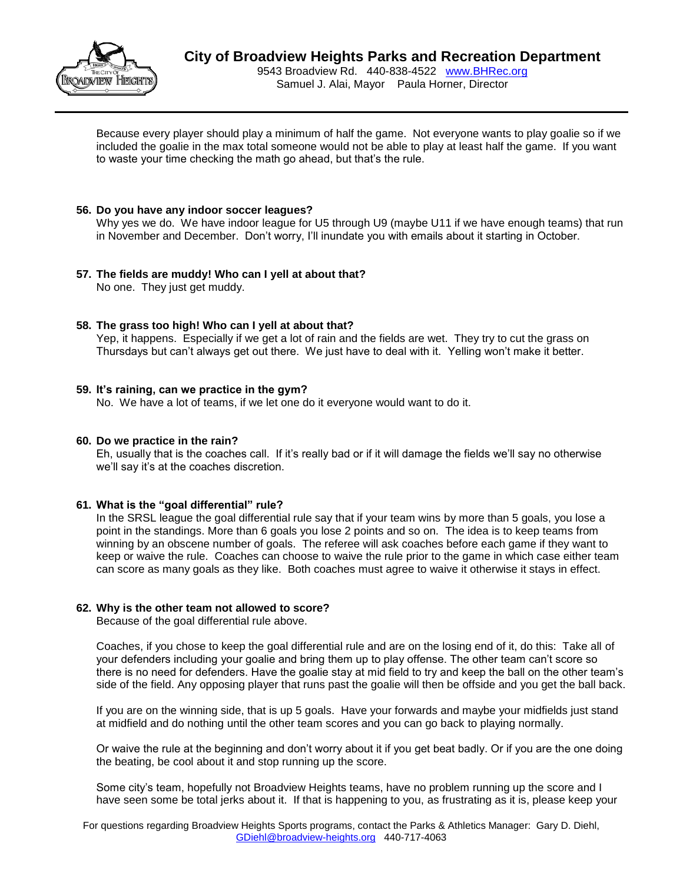Because every player should play a minimum of half the game. Not everyone wants to play goalie so if we included the goalie in the max total someone would not be able to play at least half the game. If you want to waste your time checking the math go ahead, but that's the rule.

**56. Do you have any indoor soccer leagues?**

Why yes we do. We have indoor league for U5 through U9 (maybe U11 if we have enough teams) that run in November and December. Don't worry, I'll inundate you with emails about it starting in October.

**57. The fields are muddy! Who can I yell at about that?**

No one. They just get muddy.

**58. The grass too high! Who can I yell at about that?**

Yep, it happens. Especially if we get a lot of rain and the fields are wet. They try to cut the grass on Thursdays but can't always get out there. We just have to deal with it. Yelling won't make it better.

**59. It's raining, can we practice in the gym?**

No. We have a lot of teams, if we let one do it everyone would want to do it.

**60. Do we practice in the rain?**

Eh, usually that is the coaches call. If it's really bad or if it will damage the fields we'll say no otherwise we'll say it's at the coaches discretion.

**61. What is the "goal differential" rule?**

In the SRSL league the goal differential rule say that if your team wins by more than 5 goals, you lose a point in the standings. More than 6 goals you lose 2 points and so on. The idea is to keep teams from winning by an obscene number of goals. The referee will ask coaches before each game if they want to keep or waive the rule. Coaches can choose to waive the rule prior to the game in which case either team can score as many goals as they like. Both coaches must agree to waive it otherwise it stays in effect.

**62. Why is the other team not allowed to score?**

Because of the goal differential rule above.

Coaches, if you chose to keep the goal differential rule and are on the losing end of it, do this: Take all of your defenders including your goalie and bring them up to play offense. The other team can't score so there is no need for defenders. Have the goalie stay at mid field to try and keep the ball on the other team's side of the field. Any opposing player that runs past the goalie will then be offside and you get the ball back.

If you are on the winning side, that is up 5 goals. Have your forwards and maybe your midfields just stand at midfield and do nothing until the other team scores and you can go back to playing normally.

Or waive the rule at the beginning and don't worry about it if you get beat badly. Or if you are the one doing the beating, be cool about it and stop running up the score.

Some city's team, hopefully not Broadview Heights teams, have no problem running up the score and I have seen some be total jerks about it. If that is happening to you, as frustrating as it is, please keep your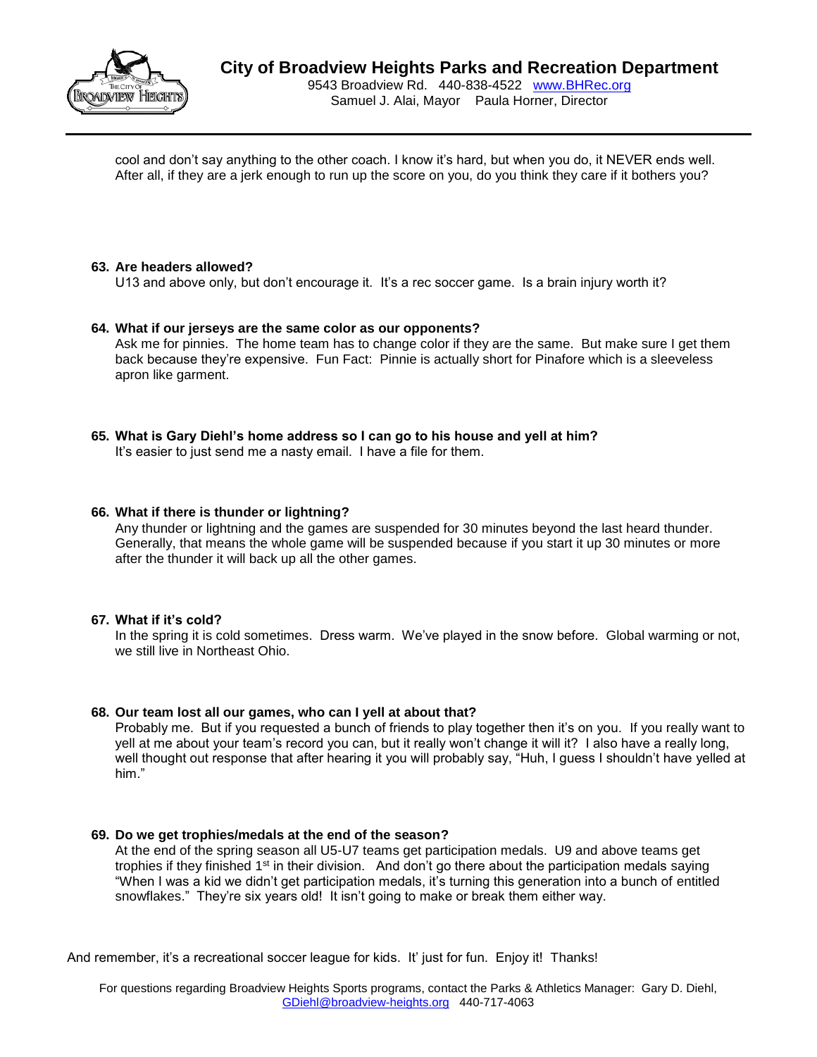cool and don't say anything to the other coach. I know it's hard, but when you do, it NEVER ends well. After all, if they are a jerk enough to run up the score on you, do you think they care if it bothers you?

**63. Are headers allowed?**
U13 and above only, but don't encourage it. It's a rec soccer game. Is a brain injury worth it?

**64. What if our jerseys are the same color as our opponents?**
Ask me for pinnies. The home team has to change color if they are the same. But make sure I get them back because they're expensive. Fun Fact: Pinnie is actually short for Pinafore which is a sleeveless apron like garment.

**65. What is Gary Diehl's home address so I can go to his house and yell at him?**
It's easier to just send me a nasty email. I have a file for them.

**66. What if there is thunder or lightning?**
Any thunder or lightning and the games are suspended for 30 minutes beyond the last heard thunder. Generally, that means the whole game will be suspended because if you start it up 30 minutes or more after the thunder it will back up all the other games.

**67. What if it's cold?**
In the spring it is cold sometimes. Dress warm. We've played in the snow before. Global warming or not, we still live in Northeast Ohio.

**68. Our team lost all our games, who can I yell at about that?**
Probably me. But if you requested a bunch of friends to play together then it's on you. If you really want to yell at me about your team's record you can, but it really won't change it will it? I also have a really long, well thought out response that after hearing it you will probably say, "Huh, I guess I shouldn't have yelled at him."

**69. Do we get trophies/medals at the end of the season?**
At the end of the spring season all U5-U7 teams get participation medals. U9 and above teams get trophies if they finished 1st in their division. And don't go there about the participation medals saying "When I was a kid we didn't get participation medals, it's turning this generation into a bunch of entitled snowflakes." They're six years old! It isn't going to make or break them either way.

And remember, it's a recreational soccer league for kids. It' just for fun. Enjoy it! Thanks!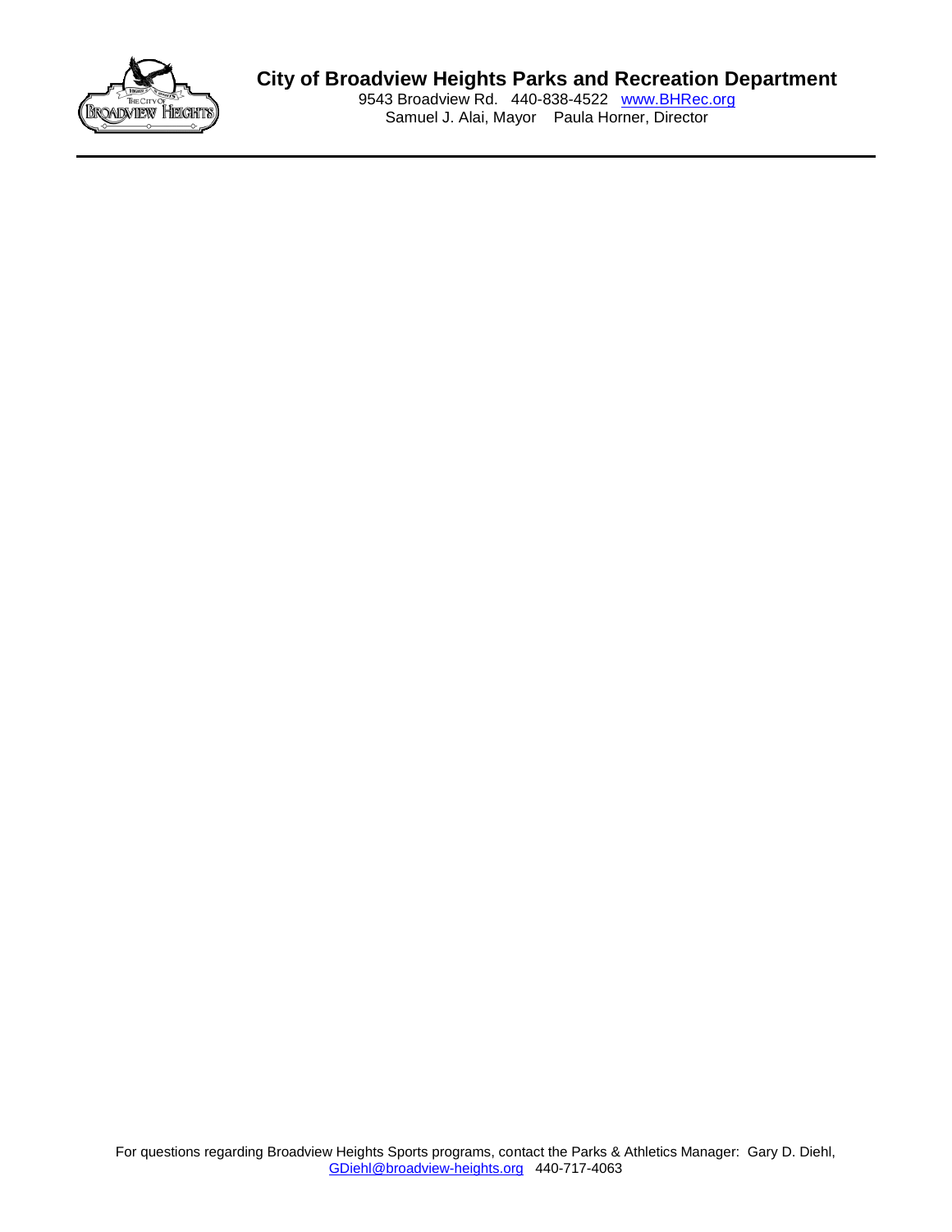# City of Broadview Heights Parks and Recreation Department

9543 Broadview Rd. 440-838-4522 www.BHRec.org
Samuel J. Alai, Mayor Paula Horner, Director

For questions regarding Broadview Heights Sports programs, contact the Parks & Athletics Manager: Gary D. Diehl, GDiehl@broadview-heights.org 440-717-4063